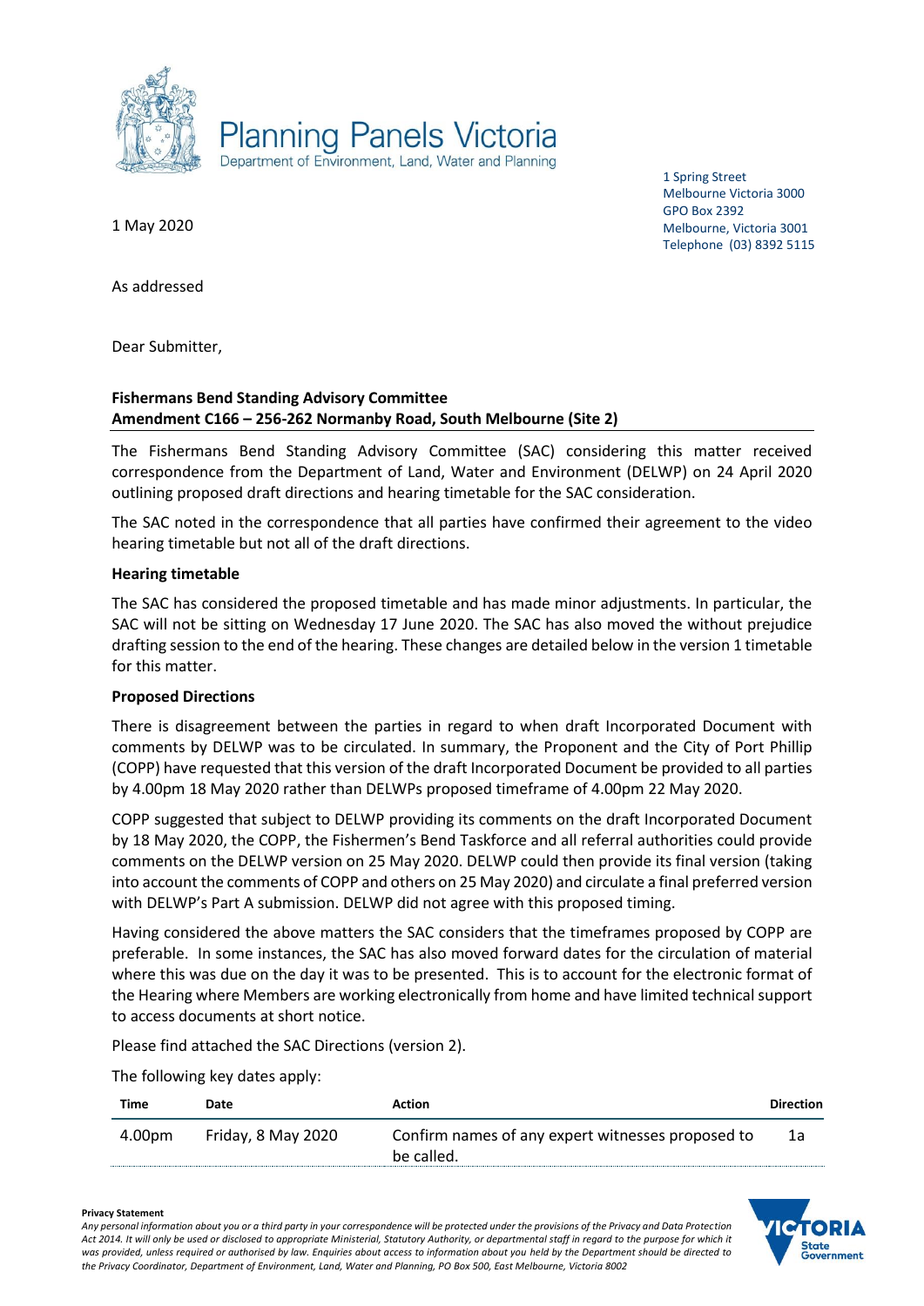Planning Panels Victoria
Department of Environment, Land, Water and Planning

1 Spring Street
Melbourne Victoria 3000
GPO Box 2392
Melbourne, Victoria 3001
Telephone (03) 8392 5115

1 May 2020

As addressed

Dear Submitter,

**Fishermans Bend Standing Advisory Committee**
**Amendment C166 – 256-262 Normanby Road, South Melbourne (Site 2)**

The Fishermans Bend Standing Advisory Committee (SAC) considering this matter received correspondence from the Department of Land, Water and Environment (DELWP) on 24 April 2020 outlining proposed draft directions and hearing timetable for the SAC consideration.

The SAC noted in the correspondence that all parties have confirmed their agreement to the video hearing timetable but not all of the draft directions.

**Hearing timetable**

The SAC has considered the proposed timetable and has made minor adjustments. In particular, the SAC will not be sitting on Wednesday 17 June 2020. The SAC has also moved the without prejudice drafting session to the end of the hearing. These changes are detailed below in the version 1 timetable for this matter.

**Proposed Directions**

There is disagreement between the parties in regard to when draft Incorporated Document with comments by DELWP was to be circulated. In summary, the Proponent and the City of Port Phillip (COPP) have requested that this version of the draft Incorporated Document be provided to all parties by 4.00pm 18 May 2020 rather than DELWPs proposed timeframe of 4.00pm 22 May 2020.

COPP suggested that subject to DELWP providing its comments on the draft Incorporated Document by 18 May 2020, the COPP, the Fishermen's Bend Taskforce and all referral authorities could provide comments on the DELWP version on 25 May 2020. DELWP could then provide its final version (taking into account the comments of COPP and others on 25 May 2020) and circulate a final preferred version with DELWP's Part A submission. DELWP did not agree with this proposed timing.

Having considered the above matters the SAC considers that the timeframes proposed by COPP are preferable. In some instances, the SAC has also moved forward dates for the circulation of material where this was due on the day it was to be presented. This is to account for the electronic format of the Hearing where Members are working electronically from home and have limited technical support to access documents at short notice.

Please find attached the SAC Directions (version 2).

The following key dates apply:

| Time | Date | Action | Direction |
|---|---|---|---|
| 4.00pm | Friday, 8 May 2020 | Confirm names of any expert witnesses proposed to be called. | 1a |

**Privacy Statement**
*Any personal information about you or a third party in your correspondence will be protected under the provisions of the Privacy and Data Protection Act 2014. It will only be used or disclosed to appropriate Ministerial, Statutory Authority, or departmental staff in regard to the purpose for which it was provided, unless required or authorised by law. Enquiries about access to information about you held by the Department should be directed to the Privacy Coordinator, Department of Environment, Land, Water and Planning, PO Box 500, East Melbourne, Victoria 8002*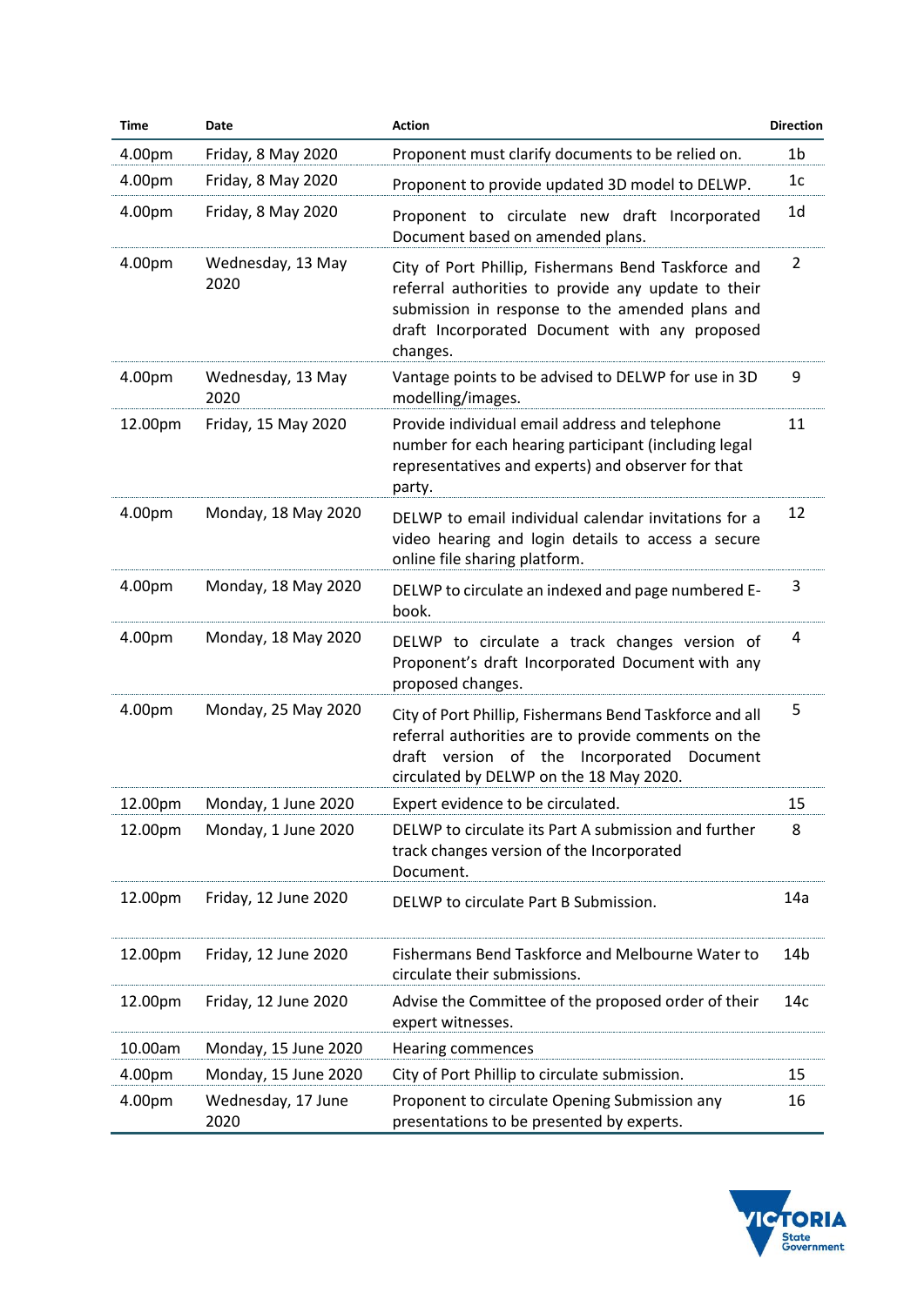| Time | Date | Action | Direction |
|---|---|---|---|
| 4.00pm | Friday, 8 May 2020 | Proponent must clarify documents to be relied on. | 1b |
| 4.00pm | Friday, 8 May 2020 | Proponent to provide updated 3D model to DELWP. | 1c |
| 4.00pm | Friday, 8 May 2020 | Proponent to circulate new draft Incorporated Document based on amended plans. | 1d |
| 4.00pm | Wednesday, 13 May 2020 | City of Port Phillip, Fishermans Bend Taskforce and referral authorities to provide any update to their submission in response to the amended plans and draft Incorporated Document with any proposed changes. | 2 |
| 4.00pm | Wednesday, 13 May 2020 | Vantage points to be advised to DELWP for use in 3D modelling/images. | 9 |
| 12.00pm | Friday, 15 May 2020 | Provide individual email address and telephone number for each hearing participant (including legal representatives and experts) and observer for that party. | 11 |
| 4.00pm | Monday, 18 May 2020 | DELWP to email individual calendar invitations for a video hearing and login details to access a secure online file sharing platform. | 12 |
| 4.00pm | Monday, 18 May 2020 | DELWP to circulate an indexed and page numbered E-book. | 3 |
| 4.00pm | Monday, 18 May 2020 | DELWP to circulate a track changes version of Proponent's draft Incorporated Document with any proposed changes. | 4 |
| 4.00pm | Monday, 25 May 2020 | City of Port Phillip, Fishermans Bend Taskforce and all referral authorities are to provide comments on the draft version of the Incorporated Document circulated by DELWP on the 18 May 2020. | 5 |
| 12.00pm | Monday, 1 June 2020 | Expert evidence to be circulated. | 15 |
| 12.00pm | Monday, 1 June 2020 | DELWP to circulate its Part A submission and further track changes version of the Incorporated Document. | 8 |
| 12.00pm | Friday, 12 June 2020 | DELWP to circulate Part B Submission. | 14a |
| 12.00pm | Friday, 12 June 2020 | Fishermans Bend Taskforce and Melbourne Water to circulate their submissions. | 14b |
| 12.00pm | Friday, 12 June 2020 | Advise the Committee of the proposed order of their expert witnesses. | 14c |
| 10.00am | Monday, 15 June 2020 | Hearing commences | |
| 4.00pm | Monday, 15 June 2020 | City of Port Phillip to circulate submission. | 15 |
| 4.00pm | Wednesday, 17 June 2020 | Proponent to circulate Opening Submission any presentations to be presented by experts. | 16 |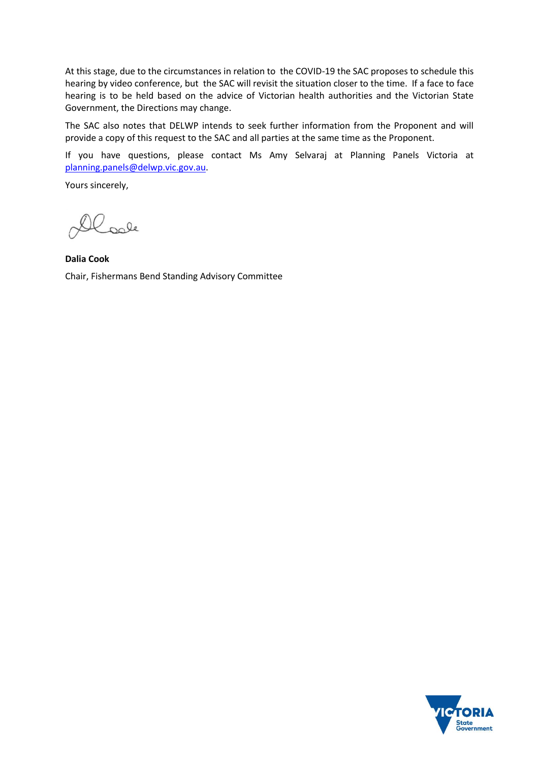At this stage, due to the circumstances in relation to the COVID-19 the SAC proposes to schedule this hearing by video conference, but the SAC will revisit the situation closer to the time. If a face to face hearing is to be held based on the advice of Victorian health authorities and the Victorian State Government, the Directions may change.

The SAC also notes that DELWP intends to seek further information from the Proponent and will provide a copy of this request to the SAC and all parties at the same time as the Proponent.

If you have questions, please contact Ms Amy Selvaraj at Planning Panels Victoria at planning.panels@delwp.vic.gov.au.

Yours sincerely,

**Dalia Cook**

Chair, Fishermans Bend Standing Advisory Committee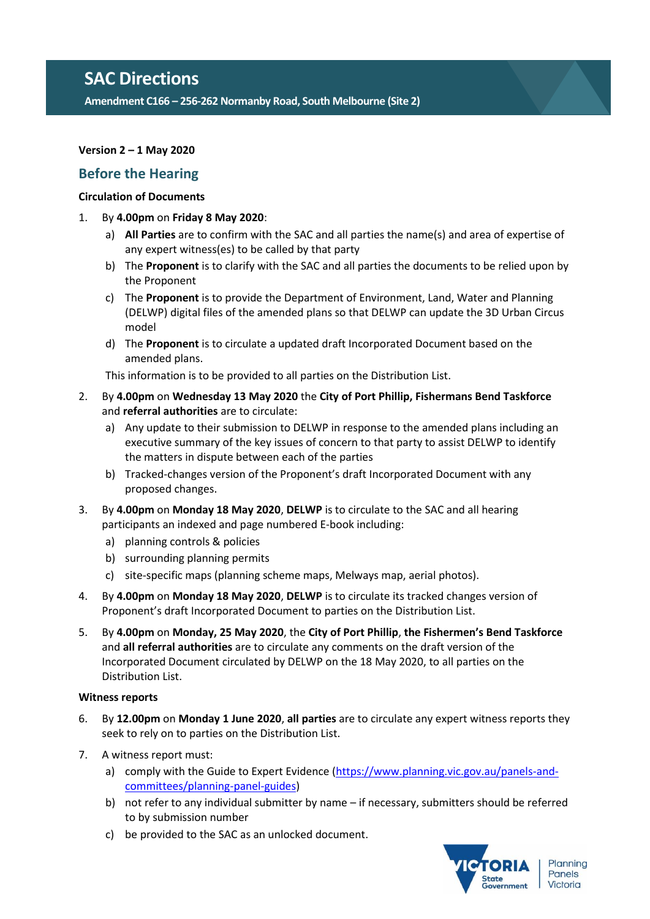# SAC Directions

**Amendment C166 – 256-262 Normanby Road, South Melbourne (Site 2)**

**Version 2 – 1 May 2020**

## Before the Hearing

### Circulation of Documents

1. By **4.00pm** on **Friday 8 May 2020**:
   a) **All Parties** are to confirm with the SAC and all parties the name(s) and area of expertise of any expert witness(es) to be called by that party
   b) The **Proponent** is to clarify with the SAC and all parties the documents to be relied upon by the Proponent
   c) The **Proponent** is to provide the Department of Environment, Land, Water and Planning (DELWP) digital files of the amended plans so that DELWP can update the 3D Urban Circus model
   d) The **Proponent** is to circulate a updated draft Incorporated Document based on the amended plans.

   This information is to be provided to all parties on the Distribution List.

2. By **4.00pm** on **Wednesday 13 May 2020** the **City of Port Phillip, Fishermans Bend Taskforce** and **referral authorities** are to circulate:
   a) Any update to their submission to DELWP in response to the amended plans including an executive summary of the key issues of concern to that party to assist DELWP to identify the matters in dispute between each of the parties
   b) Tracked-changes version of the Proponent's draft Incorporated Document with any proposed changes.

3. By **4.00pm** on **Monday 18 May 2020**, **DELWP** is to circulate to the SAC and all hearing participants an indexed and page numbered E-book including:
   a) planning controls & policies
   b) surrounding planning permits
   c) site-specific maps (planning scheme maps, Melways map, aerial photos).

4. By **4.00pm** on **Monday 18 May 2020**, **DELWP** is to circulate its tracked changes version of Proponent's draft Incorporated Document to parties on the Distribution List.

5. By **4.00pm** on **Monday, 25 May 2020**, the **City of Port Phillip**, **the Fishermen's Bend Taskforce** and **all referral authorities** are to circulate any comments on the draft version of the Incorporated Document circulated by DELWP on the 18 May 2020, to all parties on the Distribution List.

### Witness reports

6. By **12.00pm** on **Monday 1 June 2020**, **all parties** are to circulate any expert witness reports they seek to rely on to parties on the Distribution List.

7. A witness report must:
   a) comply with the Guide to Expert Evidence (https://www.planning.vic.gov.au/panels-and-committees/planning-panel-guides)
   b) not refer to any individual submitter by name – if necessary, submitters should be referred to by submission number
   c) be provided to the SAC as an unlocked document.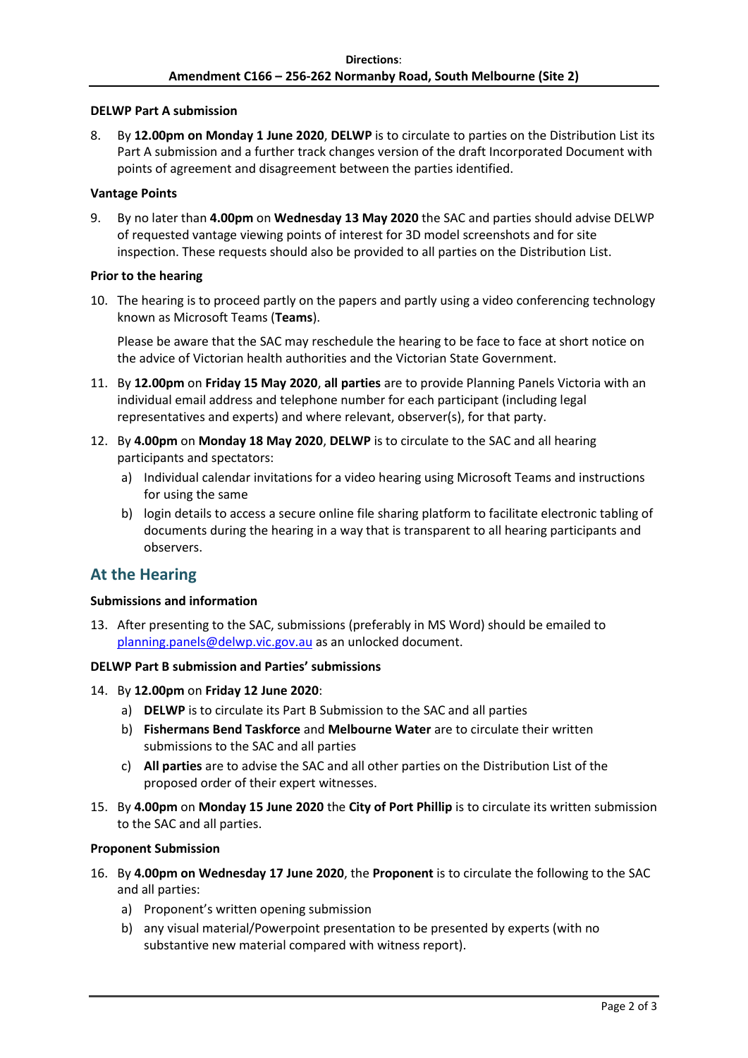**DELWP Part A submission**

8. By **12.00pm on Monday 1 June 2020**, **DELWP** is to circulate to parties on the Distribution List its Part A submission and a further track changes version of the draft Incorporated Document with points of agreement and disagreement between the parties identified.

**Vantage Points**

9. By no later than **4.00pm** on **Wednesday 13 May 2020** the SAC and parties should advise DELWP of requested vantage viewing points of interest for 3D model screenshots and for site inspection. These requests should also be provided to all parties on the Distribution List.

**Prior to the hearing**

10. The hearing is to proceed partly on the papers and partly using a video conferencing technology known as Microsoft Teams (**Teams**).

    Please be aware that the SAC may reschedule the hearing to be face to face at short notice on the advice of Victorian health authorities and the Victorian State Government.

11. By **12.00pm** on **Friday 15 May 2020**, **all parties** are to provide Planning Panels Victoria with an individual email address and telephone number for each participant (including legal representatives and experts) and where relevant, observer(s), for that party.

12. By **4.00pm** on **Monday 18 May 2020**, **DELWP** is to circulate to the SAC and all hearing participants and spectators:
    a) Individual calendar invitations for a video hearing using Microsoft Teams and instructions for using the same
    b) login details to access a secure online file sharing platform to facilitate electronic tabling of documents during the hearing in a way that is transparent to all hearing participants and observers.

## At the Hearing

**Submissions and information**

13. After presenting to the SAC, submissions (preferably in MS Word) should be emailed to planning.panels@delwp.vic.gov.au as an unlocked document.

**DELWP Part B submission and Parties' submissions**

14. By **12.00pm** on **Friday 12 June 2020**:
    a) **DELWP** is to circulate its Part B Submission to the SAC and all parties
    b) **Fishermans Bend Taskforce** and **Melbourne Water** are to circulate their written submissions to the SAC and all parties
    c) **All parties** are to advise the SAC and all other parties on the Distribution List of the proposed order of their expert witnesses.

15. By **4.00pm** on **Monday 15 June 2020** the **City of Port Phillip** is to circulate its written submission to the SAC and all parties.

**Proponent Submission**

16. By **4.00pm on Wednesday 17 June 2020**, the **Proponent** is to circulate the following to the SAC and all parties:
    a) Proponent's written opening submission
    b) any visual material/Powerpoint presentation to be presented by experts (with no substantive new material compared with witness report).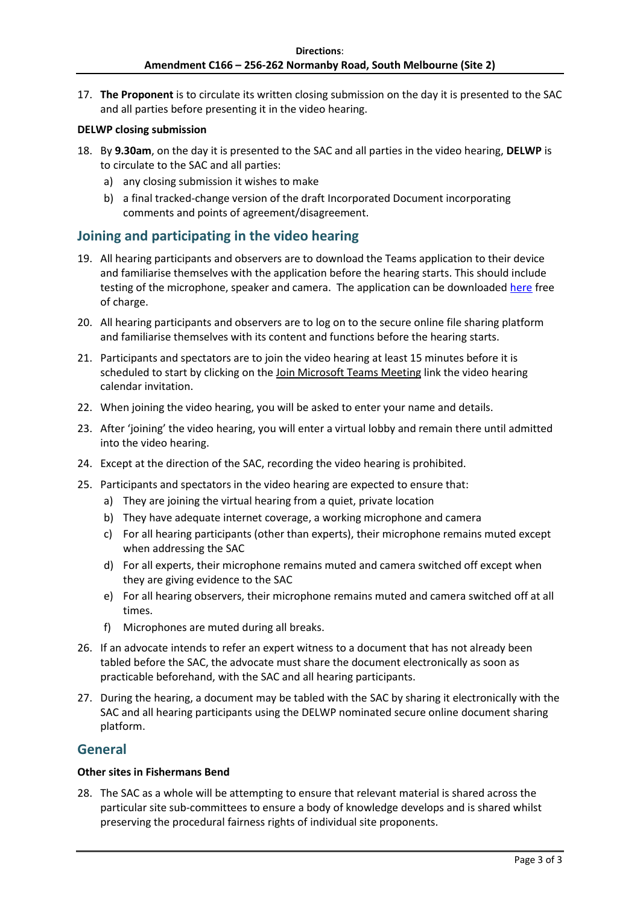17. **The Proponent** is to circulate its written closing submission on the day it is presented to the SAC and all parties before presenting it in the video hearing.

**DELWP closing submission**

18. By **9.30am**, on the day it is presented to the SAC and all parties in the video hearing, **DELWP** is to circulate to the SAC and all parties:
    a) any closing submission it wishes to make
    b) a final tracked-change version of the draft Incorporated Document incorporating comments and points of agreement/disagreement.

## Joining and participating in the video hearing

19. All hearing participants and observers are to download the Teams application to their device and familiarise themselves with the application before the hearing starts. This should include testing of the microphone, speaker and camera. The application can be downloaded here free of charge.
20. All hearing participants and observers are to log on to the secure online file sharing platform and familiarise themselves with its content and functions before the hearing starts.
21. Participants and spectators are to join the video hearing at least 15 minutes before it is scheduled to start by clicking on the Join Microsoft Teams Meeting link the video hearing calendar invitation.
22. When joining the video hearing, you will be asked to enter your name and details.
23. After 'joining' the video hearing, you will enter a virtual lobby and remain there until admitted into the video hearing.
24. Except at the direction of the SAC, recording the video hearing is prohibited.
25. Participants and spectators in the video hearing are expected to ensure that:
    a) They are joining the virtual hearing from a quiet, private location
    b) They have adequate internet coverage, a working microphone and camera
    c) For all hearing participants (other than experts), their microphone remains muted except when addressing the SAC
    d) For all experts, their microphone remains muted and camera switched off except when they are giving evidence to the SAC
    e) For all hearing observers, their microphone remains muted and camera switched off at all times.
    f) Microphones are muted during all breaks.
26. If an advocate intends to refer an expert witness to a document that has not already been tabled before the SAC, the advocate must share the document electronically as soon as practicable beforehand, with the SAC and all hearing participants.
27. During the hearing, a document may be tabled with the SAC by sharing it electronically with the SAC and all hearing participants using the DELWP nominated secure online document sharing platform.

## General

**Other sites in Fishermans Bend**

28. The SAC as a whole will be attempting to ensure that relevant material is shared across the particular site sub-committees to ensure a body of knowledge develops and is shared whilst preserving the procedural fairness rights of individual site proponents.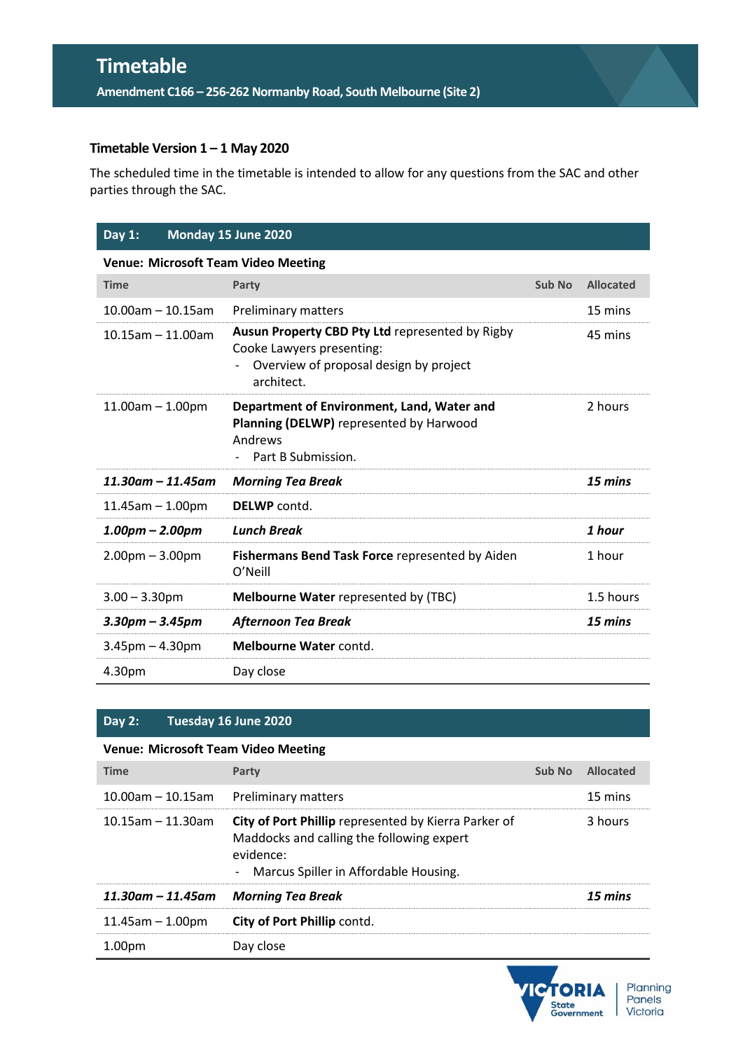# Timetable

**Amendment C166 – 256-262 Normanby Road, South Melbourne (Site 2)**

### Timetable Version 1 – 1 May 2020

The scheduled time in the timetable is intended to allow for any questions from the SAC and other parties through the SAC.

| **Day 1:** | **Monday 15 June 2020** | | |
|---|---|---|---|
| **Venue: Microsoft Team Video Meeting** | | | |
| **Time** | **Party** | **Sub No** | **Allocated** |
| 10.00am – 10.15am | Preliminary matters | | 15 mins |
| 10.15am – 11.00am | **Ausun Property CBD Pty Ltd** represented by Rigby Cooke Lawyers presenting:<br>- Overview of proposal design by project architect. | | 45 mins |
| 11.00am – 1.00pm | **Department of Environment, Land, Water and Planning (DELWP)** represented by Harwood Andrews<br>- Part B Submission. | | 2 hours |
| ***11.30am – 11.45am*** | ***Morning Tea Break*** | | ***15 mins*** |
| 11.45am – 1.00pm | **DELWP** contd. | | |
| ***1.00pm – 2.00pm*** | ***Lunch Break*** | | ***1 hour*** |
| 2.00pm – 3.00pm | **Fishermans Bend Task Force** represented by Aiden O'Neill | | 1 hour |
| 3.00 – 3.30pm | **Melbourne Water** represented by (TBC) | | 1.5 hours |
| ***3.30pm – 3.45pm*** | ***Afternoon Tea Break*** | | ***15 mins*** |
| 3.45pm – 4.30pm | **Melbourne Water** contd. | | |
| 4.30pm | Day close | | |

| **Day 2:** | **Tuesday 16 June 2020** | | |
|---|---|---|---|
| **Venue: Microsoft Team Video Meeting** | | | |
| **Time** | **Party** | **Sub No** | **Allocated** |
| 10.00am – 10.15am | Preliminary matters | | 15 mins |
| 10.15am – 11.30am | **City of Port Phillip** represented by Kierra Parker of Maddocks and calling the following expert evidence:<br>- Marcus Spiller in Affordable Housing. | | 3 hours |
| ***11.30am – 11.45am*** | ***Morning Tea Break*** | | ***15 mins*** |
| 11.45am – 1.00pm | **City of Port Phillip** contd. | | |
| 1.00pm | Day close | | |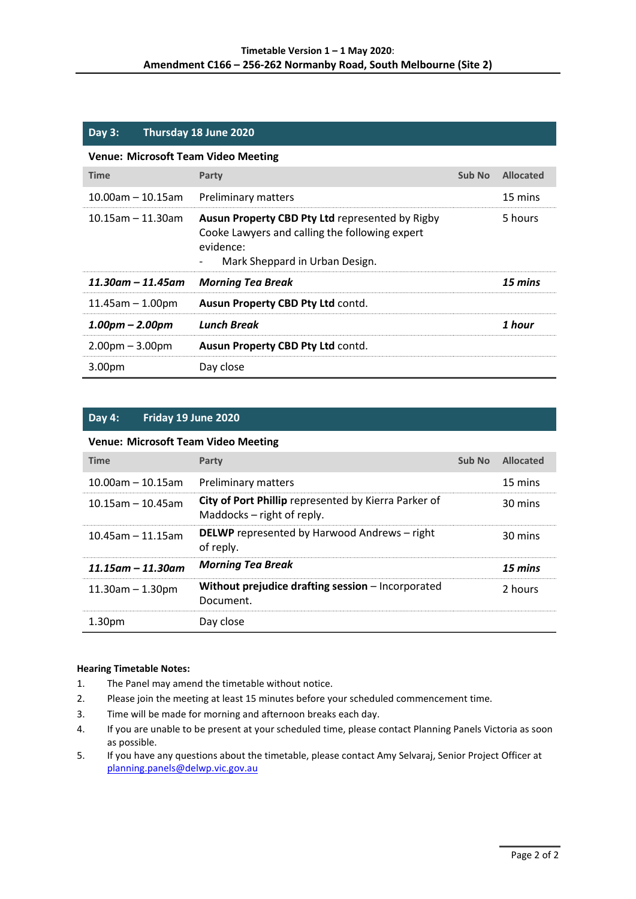**Timetable Version 1 – 1 May 2020**:
**Amendment C166 – 256-262 Normanby Road, South Melbourne (Site 2)**

## Day 3: Thursday 18 June 2020

**Venue: Microsoft Team Video Meeting**

| Time | Party | Sub No | Allocated |
|---|---|---|---|
| 10.00am – 10.15am | Preliminary matters | | 15 mins |
| 10.15am – 11.30am | **Ausun Property CBD Pty Ltd** represented by Rigby Cooke Lawyers and calling the following expert evidence: - Mark Sheppard in Urban Design. | | 5 hours |
| ***11.30am – 11.45am*** | ***Morning Tea Break*** | | ***15 mins*** |
| 11.45am – 1.00pm | **Ausun Property CBD Pty Ltd** contd. | | |
| ***1.00pm – 2.00pm*** | ***Lunch Break*** | | ***1 hour*** |
| 2.00pm – 3.00pm | **Ausun Property CBD Pty Ltd** contd. | | |
| 3.00pm | Day close | | |

## Day 4: Friday 19 June 2020

**Venue: Microsoft Team Video Meeting**

| Time | Party | Sub No | Allocated |
|---|---|---|---|
| 10.00am – 10.15am | Preliminary matters | | 15 mins |
| 10.15am – 10.45am | **City of Port Phillip** represented by Kierra Parker of Maddocks – right of reply. | | 30 mins |
| 10.45am – 11.15am | **DELWP** represented by Harwood Andrews – right of reply. | | 30 mins |
| ***11.15am – 11.30am*** | ***Morning Tea Break*** | | ***15 mins*** |
| 11.30am – 1.30pm | **Without prejudice drafting session** – Incorporated Document. | | 2 hours |
| 1.30pm | Day close | | |

**Hearing Timetable Notes:**

1. The Panel may amend the timetable without notice.
2. Please join the meeting at least 15 minutes before your scheduled commencement time.
3. Time will be made for morning and afternoon breaks each day.
4. If you are unable to be present at your scheduled time, please contact Planning Panels Victoria as soon as possible.
5. If you have any questions about the timetable, please contact Amy Selvaraj, Senior Project Officer at planning.panels@delwp.vic.gov.au